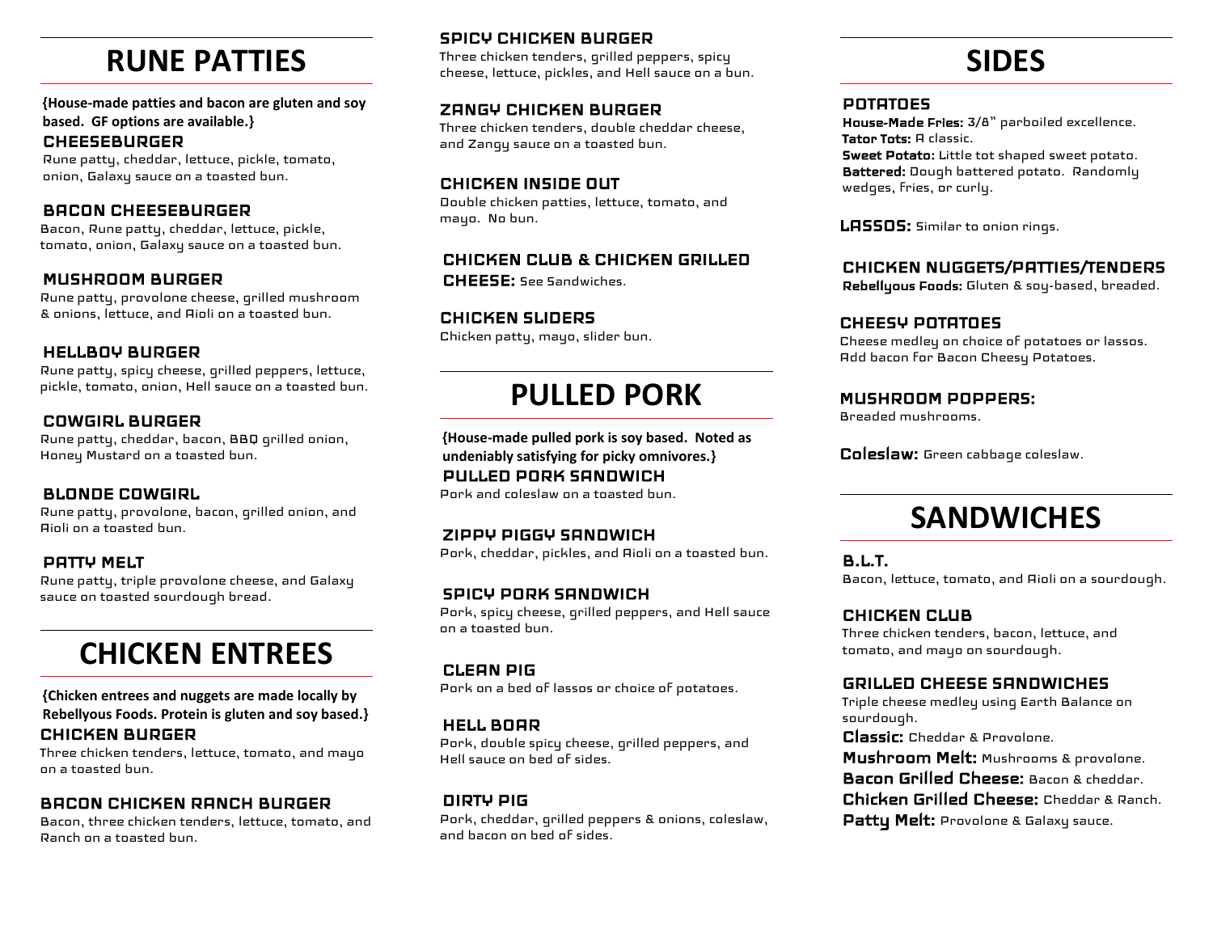# RUNE PATTIES

**{House-made patties and bacon are gluten and soy based. GF options are available.}**

### CHEESEBURGER
Rune patty, cheddar, lettuce, pickle, tomato, onion, Galaxy sauce on a toasted bun.

### BACON CHEESEBURGER
Bacon, Rune patty, cheddar, lettuce, pickle, tomato, onion, Galaxy sauce on a toasted bun.

### MUSHROOM BURGER
Rune patty, provolone cheese, grilled mushroom & onions, lettuce, and Aioli on a toasted bun.

### HELLBOY BURGER
Rune patty, spicy cheese, grilled peppers, lettuce, pickle, tomato, onion, Hell sauce on a toasted bun.

### COWGIRL BURGER
Rune patty, cheddar, bacon, BBQ grilled onion, Honey Mustard on a toasted bun.

### BLONDE COWGIRL
Rune patty, provolone, bacon, grilled onion, and Aioli on a toasted bun.

### PATTY MELT
Rune patty, triple provolone cheese, and Galaxy sauce on toasted sourdough bread.

# CHICKEN ENTREES

**{Chicken entrees and nuggets are made locally by Rebellyous Foods. Protein is gluten and soy based.}**

### CHICKEN BURGER
Three chicken tenders, lettuce, tomato, and mayo on a toasted bun.

### BACON CHICKEN RANCH BURGER
Bacon, three chicken tenders, lettuce, tomato, and Ranch on a toasted bun.

### SPICY CHICKEN BURGER
Three chicken tenders, grilled peppers, spicy cheese, lettuce, pickles, and Hell sauce on a bun.

### ZANGY CHICKEN BURGER
Three chicken tenders, double cheddar cheese, and Zangy sauce on a toasted bun.

### CHICKEN INSIDE OUT
Double chicken patties, lettuce, tomato, and mayo. No bun.

### CHICKEN CLUB & CHICKEN GRILLED CHEESE: See Sandwiches.

### CHICKEN SLIDERS
Chicken patty, mayo, slider bun.

# PULLED PORK

**{House-made pulled pork is soy based. Noted as undeniably satisfying for picky omnivores.}**

### PULLED PORK SANDWICH
Pork and coleslaw on a toasted bun.

### ZIPPY PIGGY SANDWICH
Pork, cheddar, pickles, and Aioli on a toasted bun.

### SPICY PORK SANDWICH
Pork, spicy cheese, grilled peppers, and Hell sauce on a toasted bun.

### CLEAN PIG
Pork on a bed of lassos or choice of potatoes.

### HELL BOAR
Pork, double spicy cheese, grilled peppers, and Hell sauce on bed of sides.

### DIRTY PIG
Pork, cheddar, grilled peppers & onions, coleslaw, and bacon on bed of sides.

# SIDES

### POTATOES
**House-Made Fries:** 3/8" parboiled excellence.
**Tator Tots:** A classic.
**Sweet Potato:** Little tot shaped sweet potato.
**Battered:** Dough battered potato. Randomly wedges, fries, or curly.

**LASSOS:** Similar to onion rings.

### CHICKEN NUGGETS/PATTIES/TENDERS
**Rebellyous Foods:** Gluten & soy-based, breaded.

### CHEESY POTATOES
Cheese medley on choice of potatoes or lassos. Add bacon for Bacon Cheesy Potatoes.

### MUSHROOM POPPERS:
Breaded mushrooms.

**Coleslaw:** Green cabbage coleslaw.

# SANDWICHES

### B.L.T.
Bacon, lettuce, tomato, and Aioli on a sourdough.

### CHICKEN CLUB
Three chicken tenders, bacon, lettuce, and tomato, and mayo on sourdough.

### GRILLED CHEESE SANDWICHES
Triple cheese medley using Earth Balance on sourdough.

**Classic:** Cheddar & Provolone.
**Mushroom Melt:** Mushrooms & provolone.
**Bacon Grilled Cheese:** Bacon & cheddar.
**Chicken Grilled Cheese:** Cheddar & Ranch.
**Patty Melt:** Provolone & Galaxy sauce.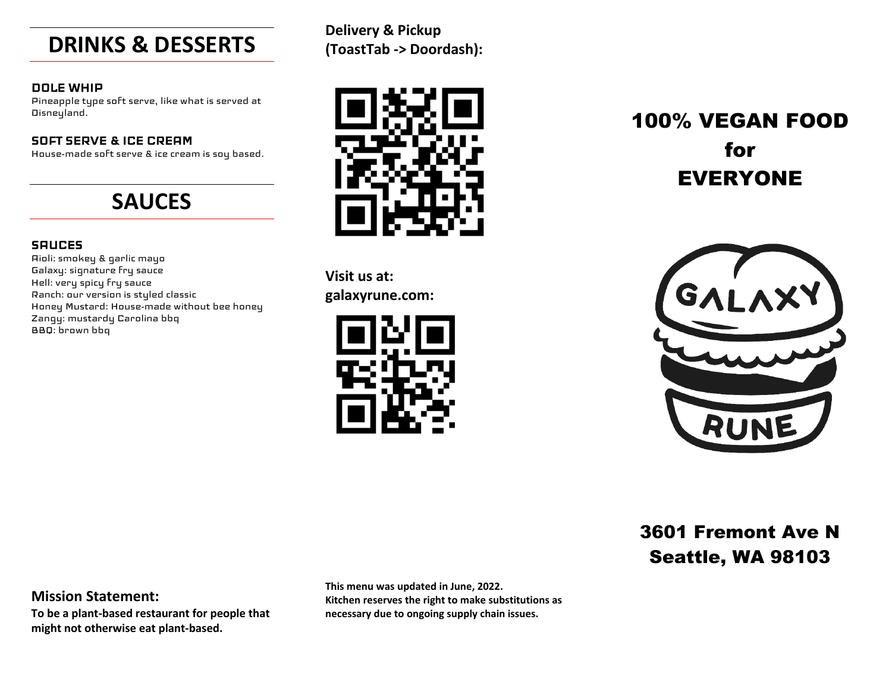# DRINKS & DESSERTS

### DOLE WHIP
Pineapple type soft serve, like what is served at Disneyland.

### SOFT SERVE & ICE CREAM
House-made soft serve & ice cream is soy based.

# SAUCES

### SAUCES
Aioli: smokey & garlic mayo
Galaxy: signature fry sauce
Hell: very spicy fry sauce
Ranch: our version is styled classic
Honey Mustard: House-made without bee honey
Zangy: mustardy Carolina bbq
BBQ: brown bbq

**Mission Statement:**

**To be a plant-based restaurant for people that might not otherwise eat plant-based.**

**Delivery & Pickup (ToastTab -> Doordash):**

**Visit us at: galaxyrune.com:**

**This menu was updated in June, 2022.**
**Kitchen reserves the right to make substitutions as necessary due to ongoing supply chain issues.**

## 100% VEGAN FOOD for EVERYONE

GALAXY RUNE

## 3601 Fremont Ave N Seattle, WA 98103